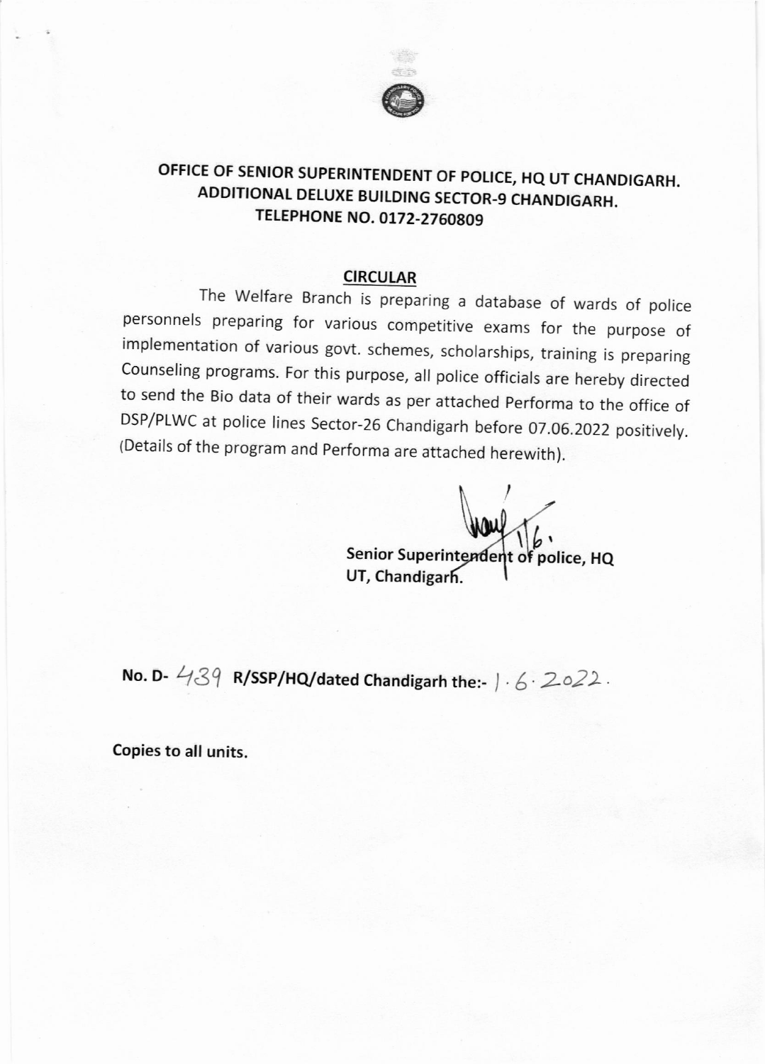**OFFICE OF SENIOR SUPERINTENDENT OF POLICE, HQ UT CHANDIGARH.**
**ADDITIONAL DELUXE BUILDING SECTOR-9 CHANDIGARH.**
**TELEPHONE NO. 0172-2760809**

## CIRCULAR

The Welfare Branch is preparing a database of wards of police personnels preparing for various competitive exams for the purpose of implementation of various govt. schemes, scholarships, training is preparing Counseling programs. For this purpose, all police officials are hereby directed to send the Bio data of their wards as per attached Performa to the office of DSP/PLWC at police lines Sector-26 Chandigarh before 07.06.2022 positively. (Details of the program and Performa are attached herewith).

1/6.

**Senior Superintendent of police, HQ**
**UT, Chandigarh.**

**No. D-** 439 **R/SSP/HQ/dated Chandigarh the:-** 1.6.2022.

**Copies to all units.**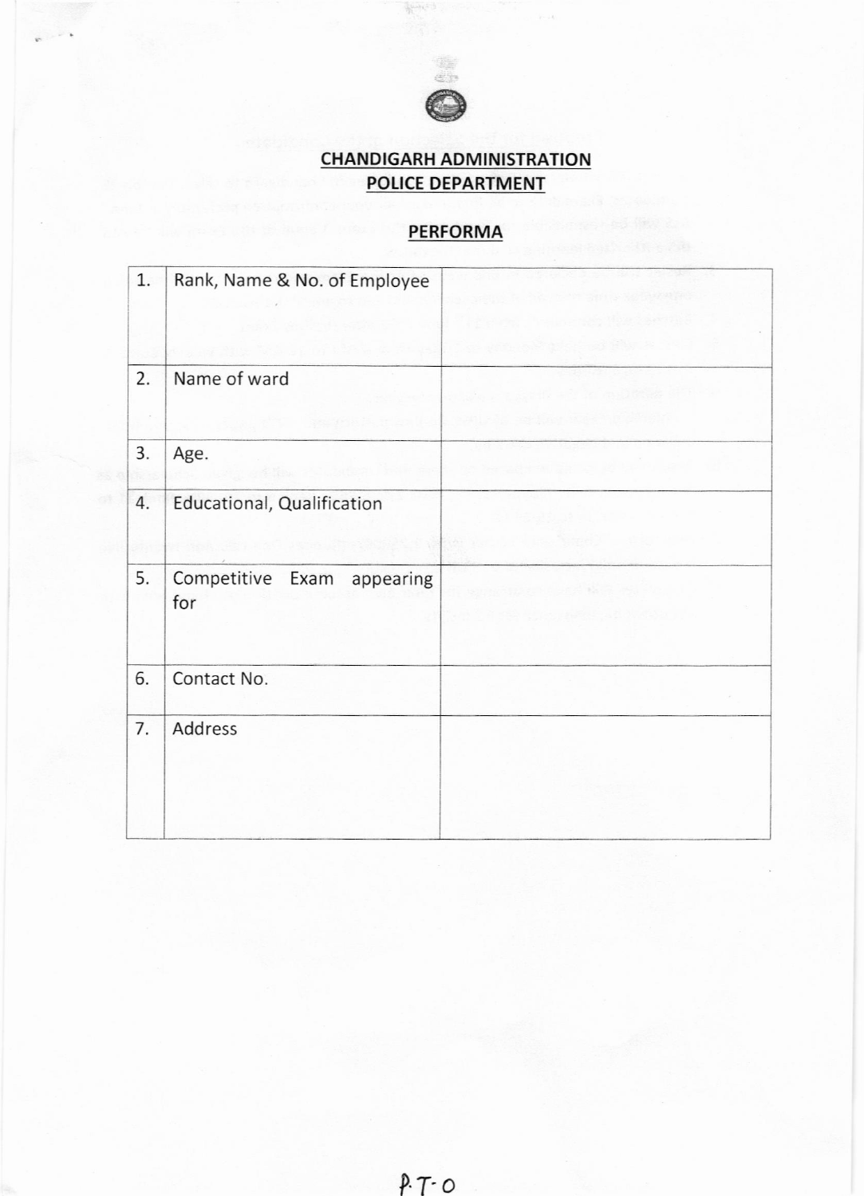**CHANDIGARH ADMINISTRATION**
**POLICE DEPARTMENT**

**PERFORMA**

| | | |
|---|---|---|
| 1. | Rank, Name & No. of Employee | |
| 2. | Name of ward | |
| 3. | Age. | |
| 4. | Educational, Qualification | |
| 5. | Competitive Exam appearing for | |
| 6. | Contact No. | |
| 7. | Address | |

P.T.O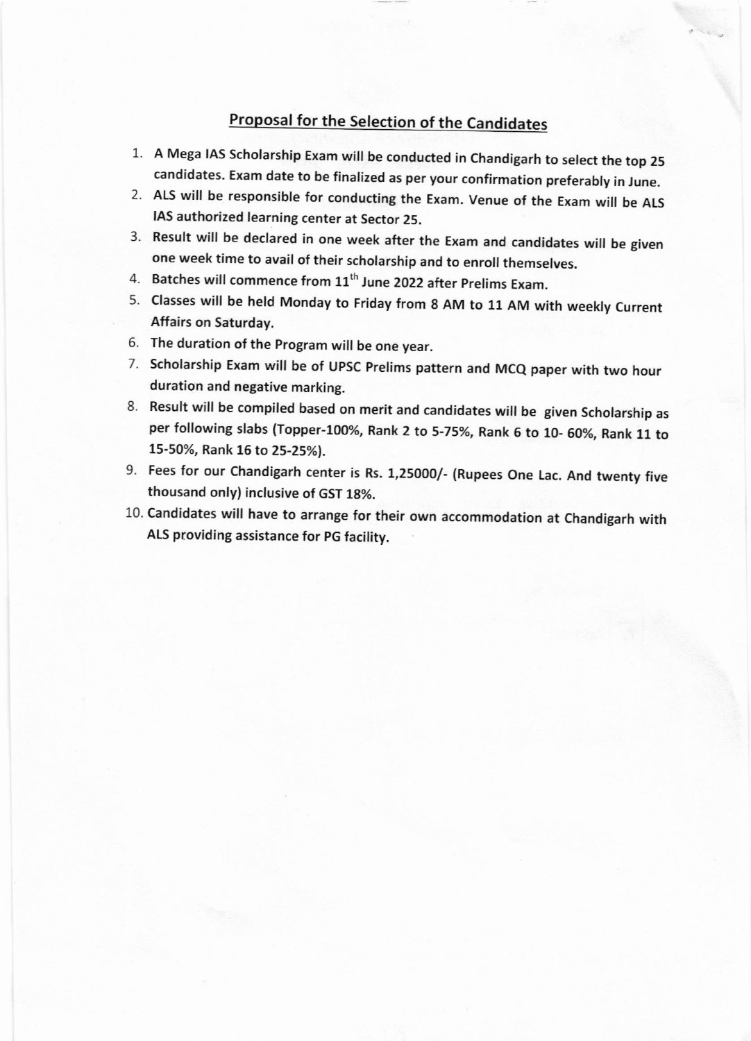## Proposal for the Selection of the Candidates

1. A Mega IAS Scholarship Exam will be conducted in Chandigarh to select the top 25 candidates. Exam date to be finalized as per your confirmation preferably in June.
2. ALS will be responsible for conducting the Exam. Venue of the Exam will be ALS IAS authorized learning center at Sector 25.
3. Result will be declared in one week after the Exam and candidates will be given one week time to avail of their scholarship and to enroll themselves.
4. Batches will commence from 11th June 2022 after Prelims Exam.
5. Classes will be held Monday to Friday from 8 AM to 11 AM with weekly Current Affairs on Saturday.
6. The duration of the Program will be one year.
7. Scholarship Exam will be of UPSC Prelims pattern and MCQ paper with two hour duration and negative marking.
8. Result will be compiled based on merit and candidates will be given Scholarship as per following slabs (Topper-100%, Rank 2 to 5-75%, Rank 6 to 10- 60%, Rank 11 to 15-50%, Rank 16 to 25-25%).
9. Fees for our Chandigarh center is Rs. 1,25000/- (Rupees One Lac. And twenty five thousand only) inclusive of GST 18%.
10. Candidates will have to arrange for their own accommodation at Chandigarh with ALS providing assistance for PG facility.